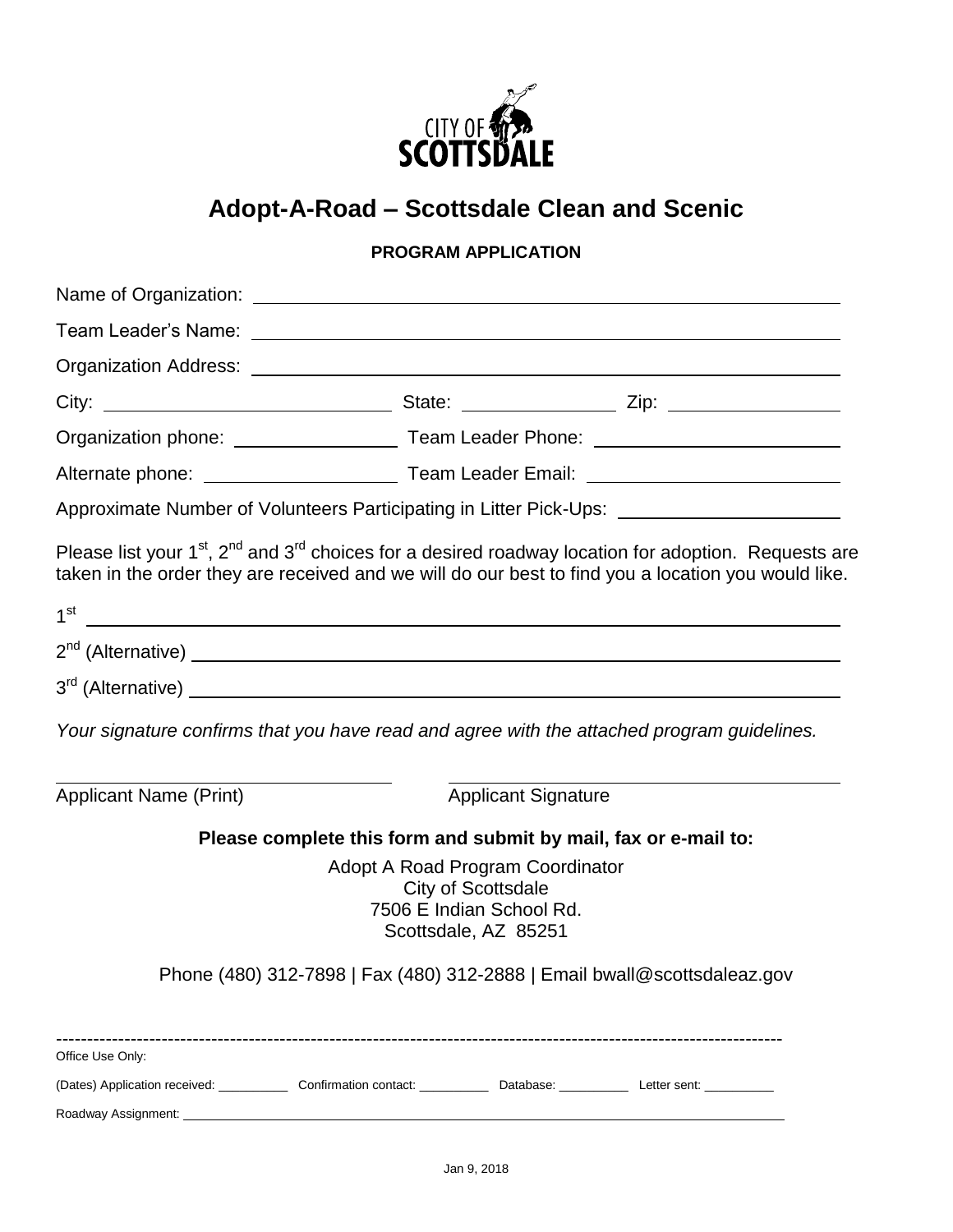CITY OF SCOTTSDALE

# Adopt-A-Road – Scottsdale Clean and Scenic

**PROGRAM APPLICATION**

Name of Organization: ______________________________________________

Team Leader's Name: ______________________________________________

Organization Address: ______________________________________________

City: ____________________ State: ____________ Zip: ______________

Organization phone: ______________ Team Leader Phone: ____________________

Alternate phone: ________________ Team Leader Email: ____________________

Approximate Number of Volunteers Participating in Litter Pick-Ups: ________________

Please list your 1st, 2nd and 3rd choices for a desired roadway location for adoption. Requests are taken in the order they are received and we will do our best to find you a location you would like.

1st ______________________________________________

2nd (Alternative) ______________________________________________

3rd (Alternative) ______________________________________________

*Your signature confirms that you have read and agree with the attached program guidelines.*

______________________________ ______________________________

Applicant Name (Print) Applicant Signature

**Please complete this form and submit by mail, fax or e-mail to:**

Adopt A Road Program Coordinator
City of Scottsdale
7506 E Indian School Rd.
Scottsdale, AZ 85251

Phone (480) 312-7898 | Fax (480) 312-2888 | Email bwall@scottsdaleaz.gov

---

Office Use Only:

(Dates) Application received: __________ Confirmation contact: __________ Database: __________ Letter sent: __________

Roadway Assignment: ______________________________________________

Jan 9, 2018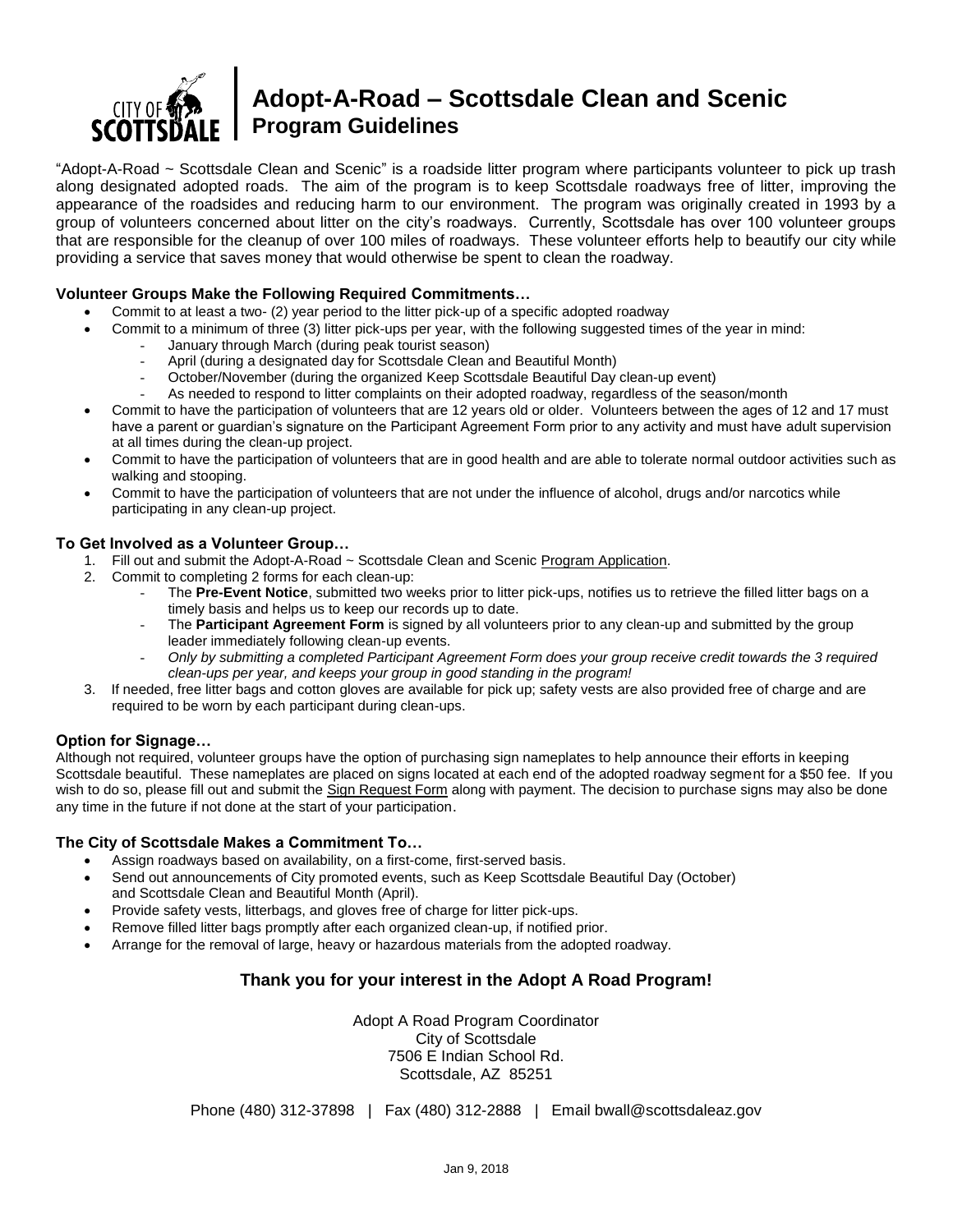# Adopt-A-Road – Scottsdale Clean and Scenic
## Program Guidelines

"Adopt-A-Road ~ Scottsdale Clean and Scenic" is a roadside litter program where participants volunteer to pick up trash along designated adopted roads. The aim of the program is to keep Scottsdale roadways free of litter, improving the appearance of the roadsides and reducing harm to our environment. The program was originally created in 1993 by a group of volunteers concerned about litter on the city's roadways. Currently, Scottsdale has over 100 volunteer groups that are responsible for the cleanup of over 100 miles of roadways. These volunteer efforts help to beautify our city while providing a service that saves money that would otherwise be spent to clean the roadway.

### Volunteer Groups Make the Following Required Commitments…

- Commit to at least a two- (2) year period to the litter pick-up of a specific adopted roadway
- Commit to a minimum of three (3) litter pick-ups per year, with the following suggested times of the year in mind:
  - January through March (during peak tourist season)
  - April (during a designated day for Scottsdale Clean and Beautiful Month)
  - October/November (during the organized Keep Scottsdale Beautiful Day clean-up event)
  - As needed to respond to litter complaints on their adopted roadway, regardless of the season/month
- Commit to have the participation of volunteers that are 12 years old or older. Volunteers between the ages of 12 and 17 must have a parent or guardian's signature on the Participant Agreement Form prior to any activity and must have adult supervision at all times during the clean-up project.
- Commit to have the participation of volunteers that are in good health and are able to tolerate normal outdoor activities such as walking and stooping.
- Commit to have the participation of volunteers that are not under the influence of alcohol, drugs and/or narcotics while participating in any clean-up project.

### To Get Involved as a Volunteer Group…

1. Fill out and submit the Adopt-A-Road ~ Scottsdale Clean and Scenic Program Application.
2. Commit to completing 2 forms for each clean-up:
   - The **Pre-Event Notice**, submitted two weeks prior to litter pick-ups, notifies us to retrieve the filled litter bags on a timely basis and helps us to keep our records up to date.
   - The **Participant Agreement Form** is signed by all volunteers prior to any clean-up and submitted by the group leader immediately following clean-up events.
   - *Only by submitting a completed Participant Agreement Form does your group receive credit towards the 3 required clean-ups per year, and keeps your group in good standing in the program!*
3. If needed, free litter bags and cotton gloves are available for pick up; safety vests are also provided free of charge and are required to be worn by each participant during clean-ups.

### Option for Signage…

Although not required, volunteer groups have the option of purchasing sign nameplates to help announce their efforts in keeping Scottsdale beautiful. These nameplates are placed on signs located at each end of the adopted roadway segment for a $50 fee. If you wish to do so, please fill out and submit the Sign Request Form along with payment. The decision to purchase signs may also be done any time in the future if not done at the start of your participation.

### The City of Scottsdale Makes a Commitment To…

- Assign roadways based on availability, on a first-come, first-served basis.
- Send out announcements of City promoted events, such as Keep Scottsdale Beautiful Day (October) and Scottsdale Clean and Beautiful Month (April).
- Provide safety vests, litterbags, and gloves free of charge for litter pick-ups.
- Remove filled litter bags promptly after each organized clean-up, if notified prior.
- Arrange for the removal of large, heavy or hazardous materials from the adopted roadway.

**Thank you for your interest in the Adopt A Road Program!**

Adopt A Road Program Coordinator
City of Scottsdale
7506 E Indian School Rd.
Scottsdale, AZ 85251

Phone (480) 312-37898 | Fax (480) 312-2888 | Email bwall@scottsdaleaz.gov

Jan 9, 2018